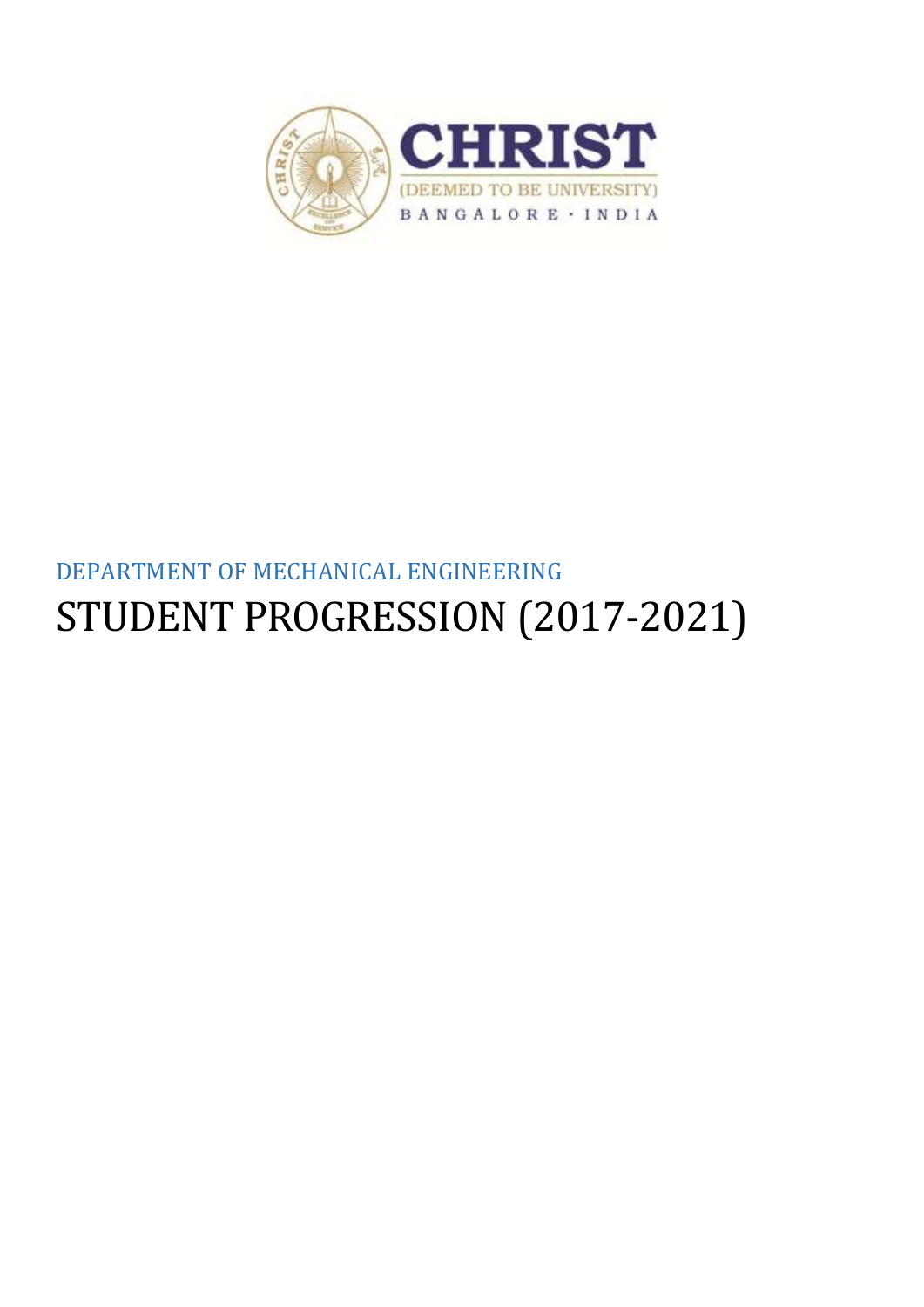CHRIST

(DEEMED TO BE UNIVERSITY)

BANGALORE · INDIA

DEPARTMENT OF MECHANICAL ENGINEERING

# STUDENT PROGRESSION (2017-2021)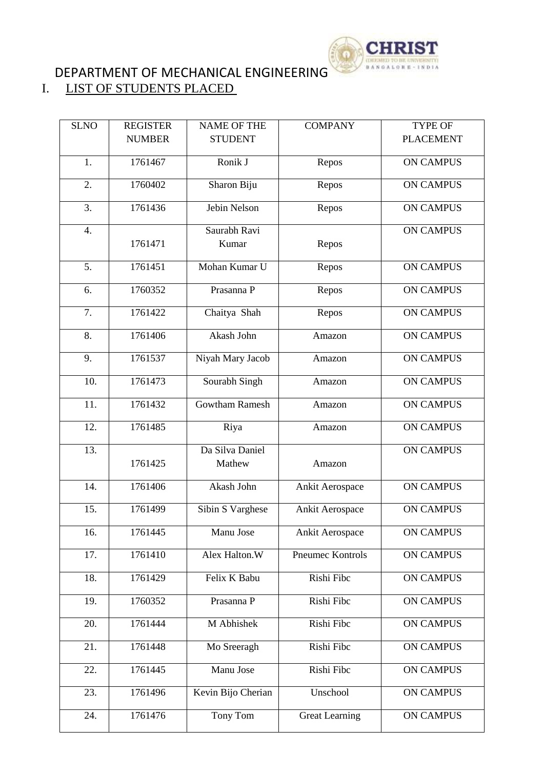# DEPARTMENT OF MECHANICAL ENGINEERING

## I. LIST OF STUDENTS PLACED

| SLNO | REGISTER NUMBER | NAME OF THE STUDENT | COMPANY | TYPE OF PLACEMENT |
|---|---|---|---|---|
| 1. | 1761467 | Ronik J | Repos | ON CAMPUS |
| 2. | 1760402 | Sharon Biju | Repos | ON CAMPUS |
| 3. | 1761436 | Jebin Nelson | Repos | ON CAMPUS |
| 4. | 1761471 | Saurabh Ravi Kumar | Repos | ON CAMPUS |
| 5. | 1761451 | Mohan Kumar U | Repos | ON CAMPUS |
| 6. | 1760352 | Prasanna P | Repos | ON CAMPUS |
| 7. | 1761422 | Chaitya Shah | Repos | ON CAMPUS |
| 8. | 1761406 | Akash John | Amazon | ON CAMPUS |
| 9. | 1761537 | Niyah Mary Jacob | Amazon | ON CAMPUS |
| 10. | 1761473 | Sourabh Singh | Amazon | ON CAMPUS |
| 11. | 1761432 | Gowtham Ramesh | Amazon | ON CAMPUS |
| 12. | 1761485 | Riya | Amazon | ON CAMPUS |
| 13. | 1761425 | Da Silva Daniel Mathew | Amazon | ON CAMPUS |
| 14. | 1761406 | Akash John | Ankit Aerospace | ON CAMPUS |
| 15. | 1761499 | Sibin S Varghese | Ankit Aerospace | ON CAMPUS |
| 16. | 1761445 | Manu Jose | Ankit Aerospace | ON CAMPUS |
| 17. | 1761410 | Alex Halton.W | Pneumec Kontrols | ON CAMPUS |
| 18. | 1761429 | Felix K Babu | Rishi Fibc | ON CAMPUS |
| 19. | 1760352 | Prasanna P | Rishi Fibc | ON CAMPUS |
| 20. | 1761444 | M Abhishek | Rishi Fibc | ON CAMPUS |
| 21. | 1761448 | Mo Sreeragh | Rishi Fibc | ON CAMPUS |
| 22. | 1761445 | Manu Jose | Rishi Fibc | ON CAMPUS |
| 23. | 1761496 | Kevin Bijo Cherian | Unschool | ON CAMPUS |
| 24. | 1761476 | Tony Tom | Great Learning | ON CAMPUS |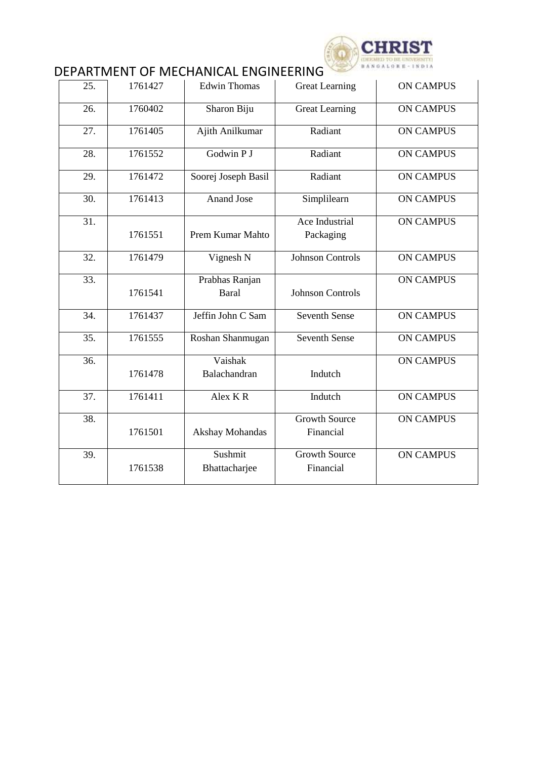## DEPARTMENT OF MECHANICAL ENGINEERING

| | | | | |
|---|---|---|---|---|
| 25. | 1761427 | Edwin Thomas | Great Learning | ON CAMPUS |
| 26. | 1760402 | Sharon Biju | Great Learning | ON CAMPUS |
| 27. | 1761405 | Ajith Anilkumar | Radiant | ON CAMPUS |
| 28. | 1761552 | Godwin P J | Radiant | ON CAMPUS |
| 29. | 1761472 | Soorej Joseph Basil | Radiant | ON CAMPUS |
| 30. | 1761413 | Anand Jose | Simplilearn | ON CAMPUS |
| 31. | 1761551 | Prem Kumar Mahto | Ace Industrial Packaging | ON CAMPUS |
| 32. | 1761479 | Vignesh N | Johnson Controls | ON CAMPUS |
| 33. | 1761541 | Prabhas Ranjan Baral | Johnson Controls | ON CAMPUS |
| 34. | 1761437 | Jeffin John C Sam | Seventh Sense | ON CAMPUS |
| 35. | 1761555 | Roshan Shanmugan | Seventh Sense | ON CAMPUS |
| 36. | 1761478 | Vaishak Balachandran | Indutch | ON CAMPUS |
| 37. | 1761411 | Alex K R | Indutch | ON CAMPUS |
| 38. | 1761501 | Akshay Mohandas | Growth Source Financial | ON CAMPUS |
| 39. | 1761538 | Sushmit Bhattacharjee | Growth Source Financial | ON CAMPUS |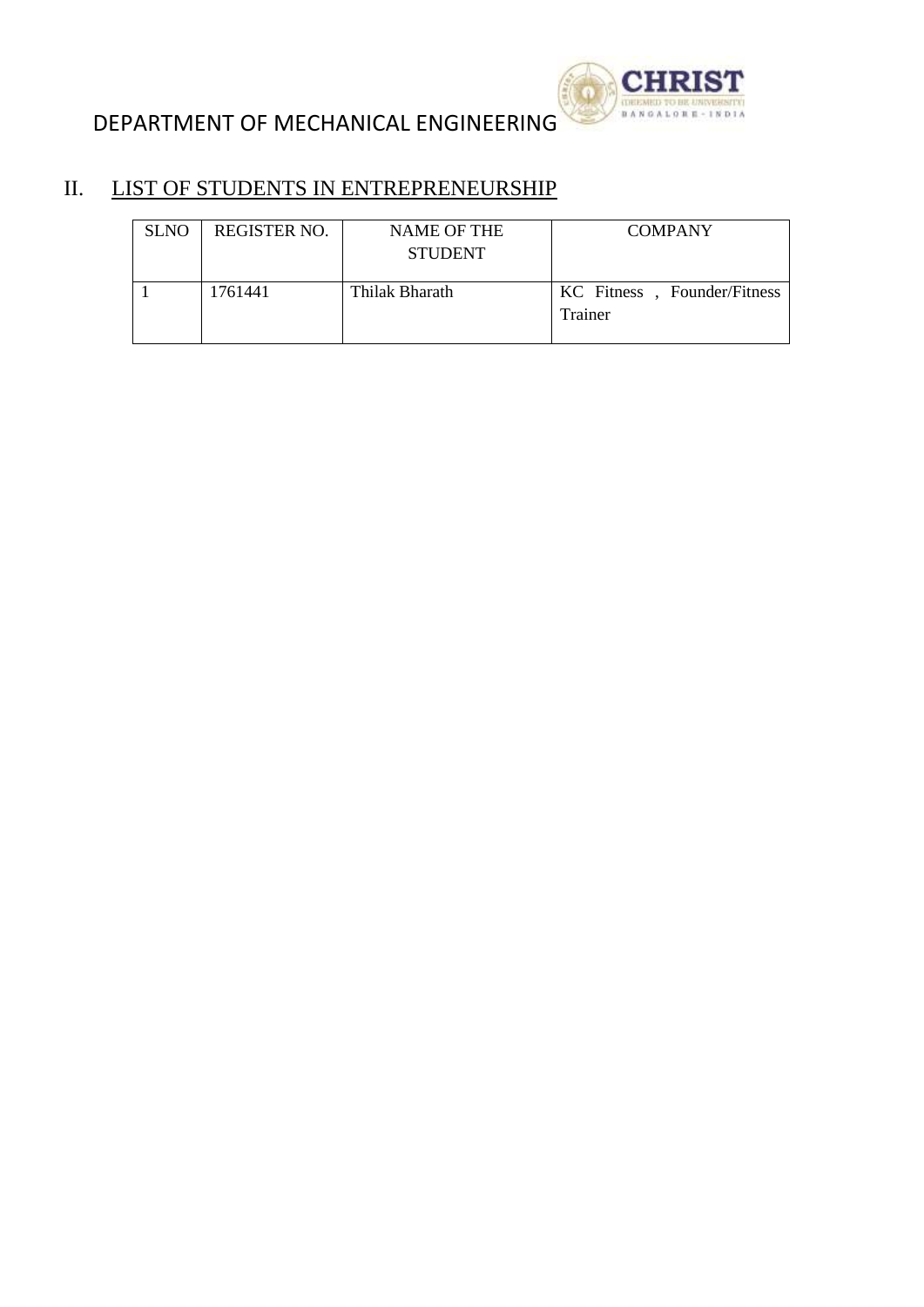# DEPARTMENT OF MECHANICAL ENGINEERING

## II. LIST OF STUDENTS IN ENTREPRENEURSHIP

| SLNO | REGISTER NO. | NAME OF THE STUDENT | COMPANY |
|---|---|---|---|
| 1 | 1761441 | Thilak Bharath | KC Fitness , Founder/Fitness Trainer |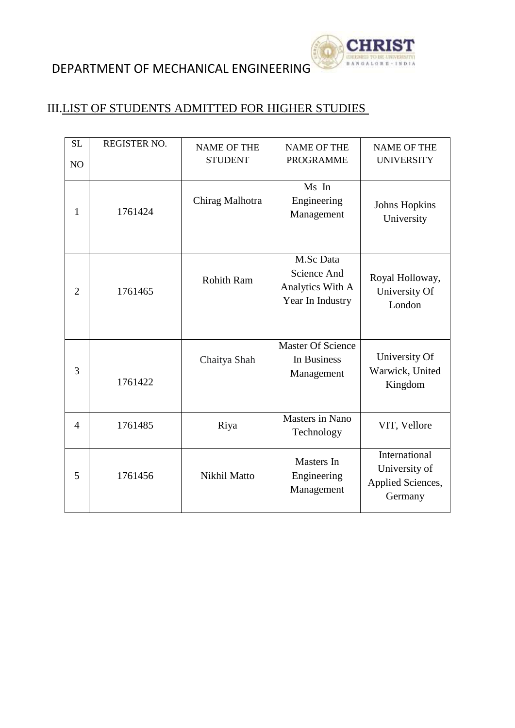DEPARTMENT OF MECHANICAL ENGINEERING

## III.LIST OF STUDENTS ADMITTED FOR HIGHER STUDIES

| SL NO | REGISTER NO. | NAME OF THE STUDENT | NAME OF THE PROGRAMME | NAME OF THE UNIVERSITY |
|---|---|---|---|---|
| 1 | 1761424 | Chirag Malhotra | Ms In Engineering Management | Johns Hopkins University |
| 2 | 1761465 | Rohith Ram | M.Sc Data Science And Analytics With A Year In Industry | Royal Holloway, University Of London |
| 3 | 1761422 | Chaitya Shah | Master Of Science In Business Management | University Of Warwick, United Kingdom |
| 4 | 1761485 | Riya | Masters in Nano Technology | VIT, Vellore |
| 5 | 1761456 | Nikhil Matto | Masters In Engineering Management | International University of Applied Sciences, Germany |